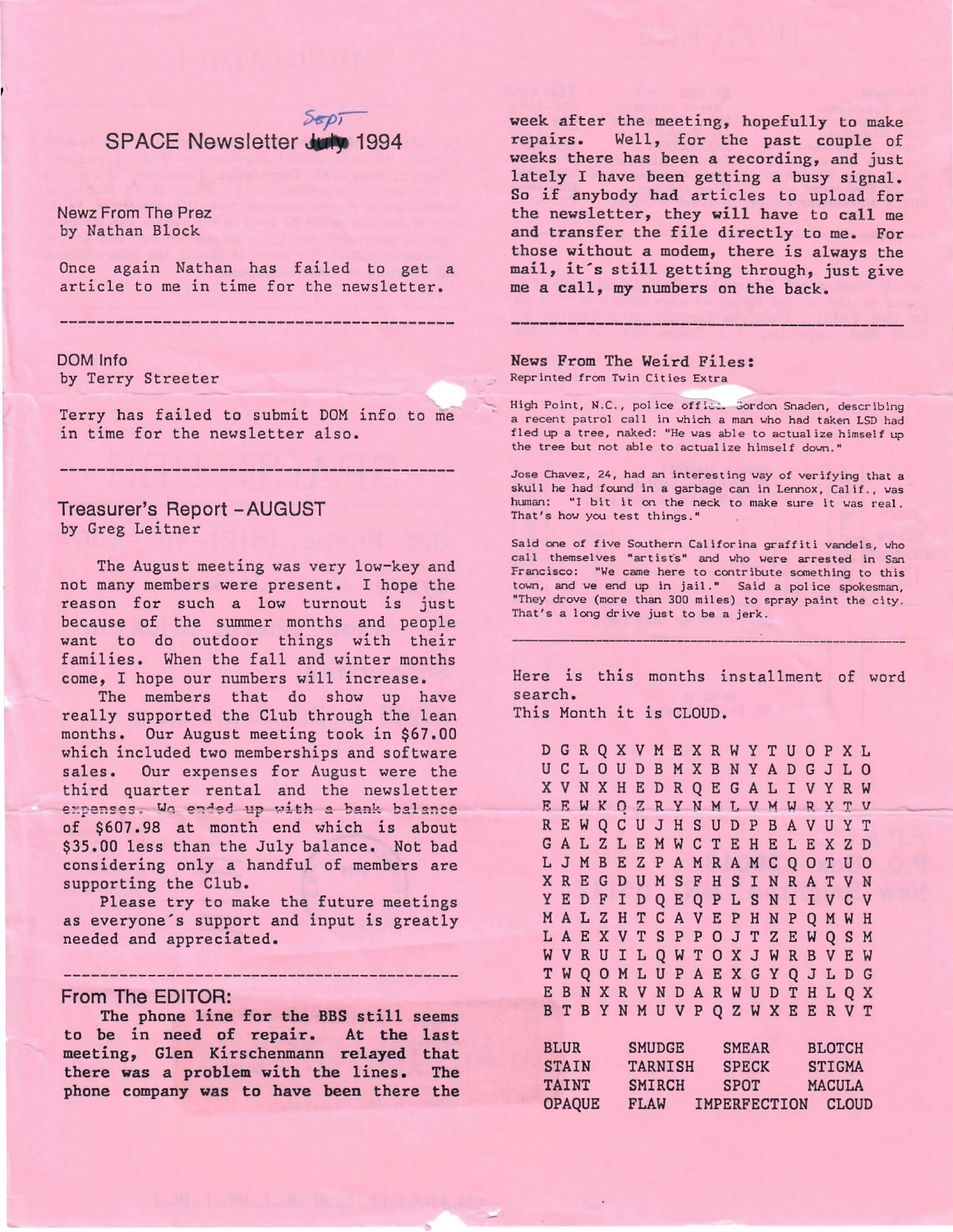# SPACE Newsletter ~~July~~ Sept 1994

## Newz From The Prez
by Nathan Block

Once again Nathan has failed to get a article to me in time for the newsletter.

---

## DOM Info
by Terry Streeter

Terry has failed to submit DOM info to me in time for the newsletter also.

---

## Treasurer's Report - AUGUST
by Greg Leitner

The August meeting was very low-key and not many members were present. I hope the reason for such a low turnout is just because of the summer months and people want to do outdoor things with their families. When the fall and winter months come, I hope our numbers will increase.

The members that do show up have really supported the Club through the lean months. Our August meeting took in $67.00 which included two memberships and software sales. Our expenses for August were the third quarter rental and the newsletter expenses. We ended up with a bank balance of $607.98 at month end which is about $35.00 less than the July balance. Not bad considering only a handful of members are supporting the Club.

Please try to make the future meetings as everyone's support and input is greatly needed and appreciated.

---

## From The EDITOR:

**The phone line for the BBS still seems to be in need of repair. At the last meeting, Glen Kirschenmann relayed that there was a problem with the lines. The phone company was to have been there the week after the meeting, hopefully to make repairs. Well, for the past couple of weeks there has been a recording, and just lately I have been getting a busy signal. So if anybody had articles to upload for the newsletter, they will have to call me and transfer the file directly to me. For those without a modem, there is always the mail, it's still getting through, just give me a call, my numbers on the back.**

---

## News From The Weird Files:
Reprinted from Twin Cities Extra

High Point, N.C., police officer Gordon Snaden, describing a recent patrol call in which a man who had taken LSD had fled up a tree, naked: "He was able to actualize himself up the tree but not able to actualize himself down."

Jose Chavez, 24, had an interesting way of verifying that a skull he had found in a garbage can in Lennox, Calif., was human: "I bit it on the neck to make sure it was real. That's how you test things."

Said one of five Southern Califorina graffiti vandels, who call themselves "artists" and who were arrested in San Francisco: "We came here to contribute something to this town, and we end up in jail." Said a police spokesman, "They drove (more than 300 miles) to spray paint the city. That's a long drive just to be a jerk.

---

Here is this months installment of word search.
This Month it is CLOUD.

```
D G R Q X V M E X R W Y T U O P X L
U C L O U D B M X B N Y A D G J L O
X V N X H E D R Q E G A L I V Y R W
E E W K O Z R Y N M L V M W R X T V
R E W Q C U J H S U D P B A V U Y T
G A L Z L E M W C T E H E L E X Z D
L J M B E Z P A M R A M C Q O T U O
X R E G D U M S F H S I N R A T V N
Y E D F I D Q E Q P L S N I I V C V
M A L Z H T C A V E P H N P Q M W H
L A E X V T S P P O J T Z E W Q S M
W V R U I L Q W T O X J W R B V E W
T W Q O M L U P A E X G Y Q J L D G
E B N X R V N D A R W U D T H L Q X
B T B Y N M U V P Q Z W X E E R V T
```

| | | | |
|---|---|---|---|
| BLUR | SMUDGE | SMEAR | BLOTCH |
| STAIN | TARNISH | SPECK | STIGMA |
| TAINT | SMIRCH | SPOT | MACULA |
| OPAQUE | FLAW | IMPERFECTION | CLOUD |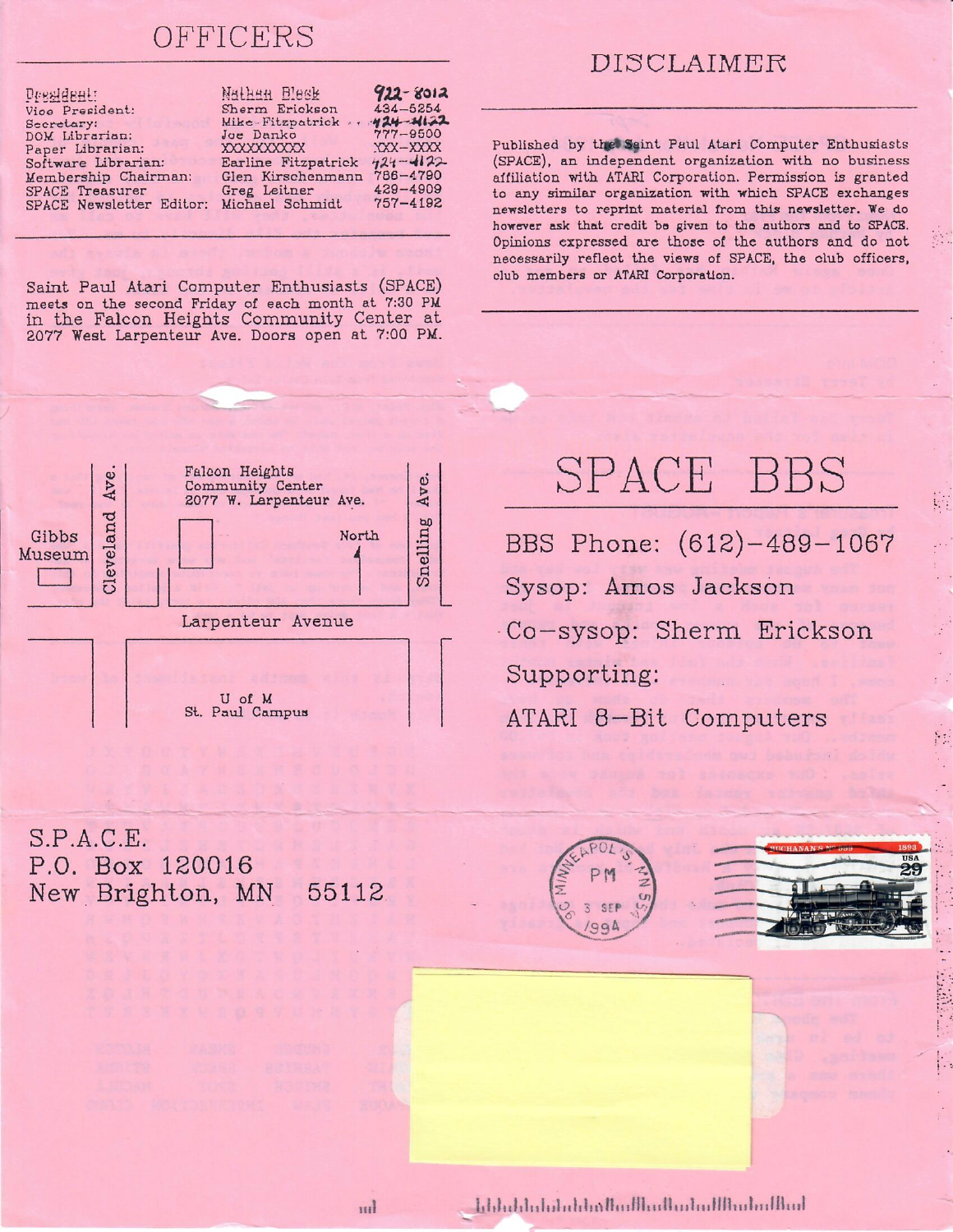# OFFICERS

| | | |
|---|---|---|
| President: | Nathan Block | 922-8012 |
| Vice President: | Sherm Erickson | 434-5254 |
| Secretary: | Mike Fitzpatrick | 424-4122 |
| DOM Librarian: | Joe Danko | 777-9500 |
| Paper Librarian: | XXXXXXXXXX | XXX-XXXX |
| Software Librarian: | Earline Fitzpatrick | 424-4122 |
| Membership Chairman: | Glen Kirschenmann | 786-4790 |
| SPACE Treasurer | Greg Leitner | 429-4909 |
| SPACE Newsletter Editor: | Michael Schmidt | 757-4192 |

Saint Paul Atari Computer Enthusiasts (SPACE) meets on the second Friday of each month at 7:30 PM in the Falcon Heights Community Center at 2077 West Larpenteur Ave. Doors open at 7:00 PM.

# DISCLAIMER

Published by the Saint Paul Atari Computer Enthusiasts (SPACE), an independent organization with no business affiliation with ATARI Corporation. Permission is granted to any similar organization with which SPACE exchanges newsletters to reprint material from this newsletter. We do however ask that credit be given to the authors and to SPACE. Opinions expressed are those of the authors and do not necessarily reflect the views of SPACE, the club officers, club members or ATARI Corporation.

Falcon Heights Community Center
2077 W. Larpenteur Ave.

Gibbs Museum
Cleveland Ave.
Snelling Ave.
North
Larpenteur Avenue
U of M
St. Paul Campus

# SPACE BBS

BBS Phone: (612)-489-1067

Sysop: Amos Jackson

Co-sysop: Sherm Erickson

Supporting:

ATARI 8-Bit Computers

S.P.A.C.E.
P.O. Box 120016
New Brighton, MN 55112

MINNEAPOLIS MN 554
PM
3 SEP
1994